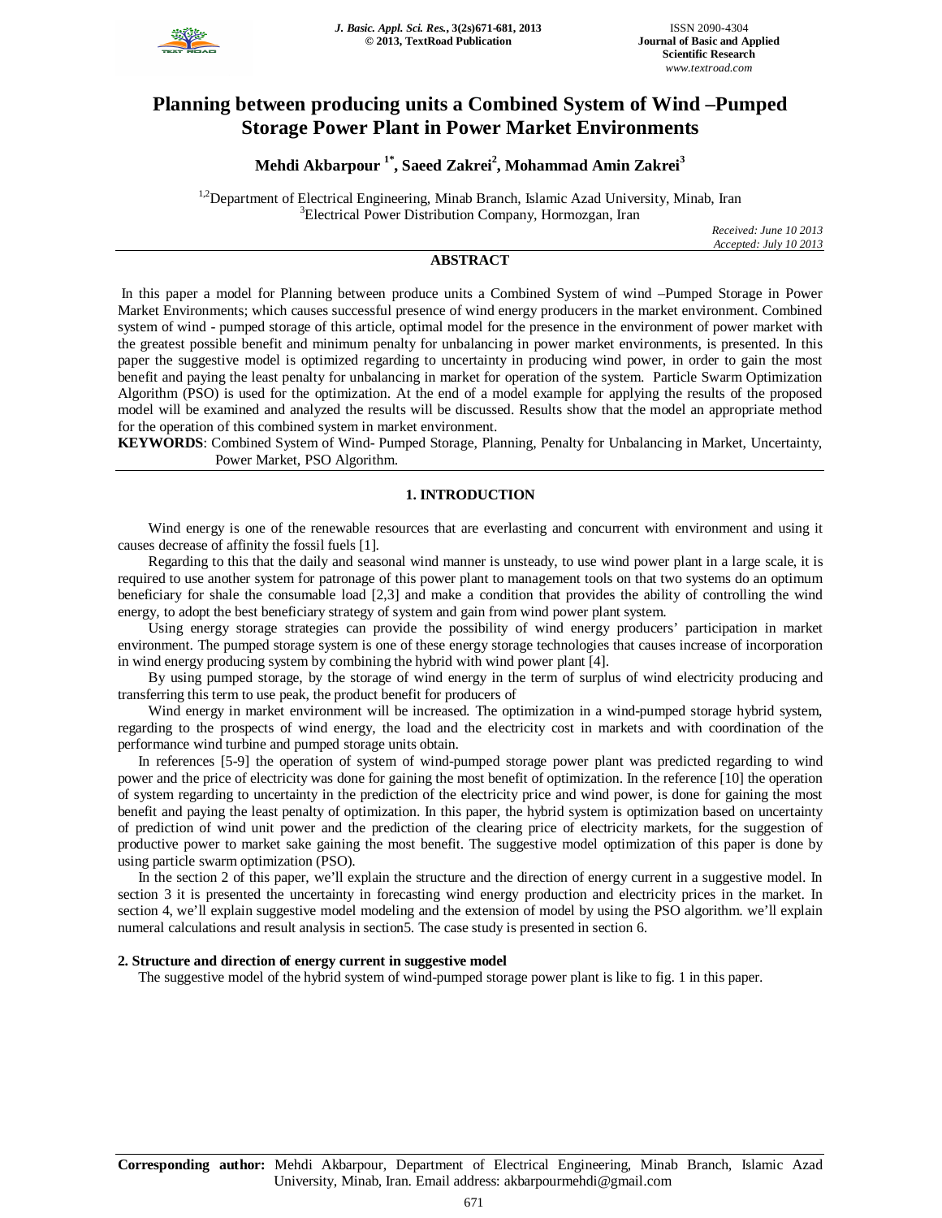# Planning between producing units a Combined System of Wind –Pumped Storage Power Plant in Power Market Environments

**Mehdi Akbarpour [1*], Saeed Zakrei[2], Mohammad Amin Zakrei[3]**

[1,2]Department of Electrical Engineering, Minab Branch, Islamic Azad University, Minab, Iran
[3]Electrical Power Distribution Company, Hormozgan, Iran

*Received: June 10 2013*
*Accepted: July 10 2013*

## ABSTRACT

In this paper a model for Planning between produce units a Combined System of wind –Pumped Storage in Power Market Environments; which causes successful presence of wind energy producers in the market environment. Combined system of wind - pumped storage of this article, optimal model for the presence in the environment of power market with the greatest possible benefit and minimum penalty for unbalancing in power market environments, is presented. In this paper the suggestive model is optimized regarding to uncertainty in producing wind power, in order to gain the most benefit and paying the least penalty for unbalancing in market for operation of the system. Particle Swarm Optimization Algorithm (PSO) is used for the optimization. At the end of a model example for applying the results of the proposed model will be examined and analyzed the results will be discussed. Results show that the model an appropriate method for the operation of this combined system in market environment.

**KEYWORDS**: Combined System of Wind- Pumped Storage, Planning, Penalty for Unbalancing in Market, Uncertainty, Power Market, PSO Algorithm.

## 1. INTRODUCTION

Wind energy is one of the renewable resources that are everlasting and concurrent with environment and using it causes decrease of affinity the fossil fuels [1].

Regarding to this that the daily and seasonal wind manner is unsteady, to use wind power plant in a large scale, it is required to use another system for patronage of this power plant to management tools on that two systems do an optimum beneficiary for shale the consumable load [2,3] and make a condition that provides the ability of controlling the wind energy, to adopt the best beneficiary strategy of system and gain from wind power plant system.

Using energy storage strategies can provide the possibility of wind energy producers' participation in market environment. The pumped storage system is one of these energy storage technologies that causes increase of incorporation in wind energy producing system by combining the hybrid with wind power plant [4].

By using pumped storage, by the storage of wind energy in the term of surplus of wind electricity producing and transferring this term to use peak, the product benefit for producers of

Wind energy in market environment will be increased. The optimization in a wind-pumped storage hybrid system, regarding to the prospects of wind energy, the load and the electricity cost in markets and with coordination of the performance wind turbine and pumped storage units obtain.

In references [5-9] the operation of system of wind-pumped storage power plant was predicted regarding to wind power and the price of electricity was done for gaining the most benefit of optimization. In the reference [10] the operation of system regarding to uncertainty in the prediction of the electricity price and wind power, is done for gaining the most benefit and paying the least penalty of optimization. In this paper, the hybrid system is optimization based on uncertainty of prediction of wind unit power and the prediction of the clearing price of electricity markets, for the suggestion of productive power to market sake gaining the most benefit. The suggestive model optimization of this paper is done by using particle swarm optimization (PSO).

In the section 2 of this paper, we'll explain the structure and the direction of energy current in a suggestive model. In section 3 it is presented the uncertainty in forecasting wind energy production and electricity prices in the market. In section 4, we'll explain suggestive model modeling and the extension of model by using the PSO algorithm. we'll explain numeral calculations and result analysis in section5. The case study is presented in section 6.

### 2. Structure and direction of energy current in suggestive model

The suggestive model of the hybrid system of wind-pumped storage power plant is like to fig. 1 in this paper.

**Corresponding author:** Mehdi Akbarpour, Department of Electrical Engineering, Minab Branch, Islamic Azad University, Minab, Iran. Email address: akbarpourmehdi@gmail.com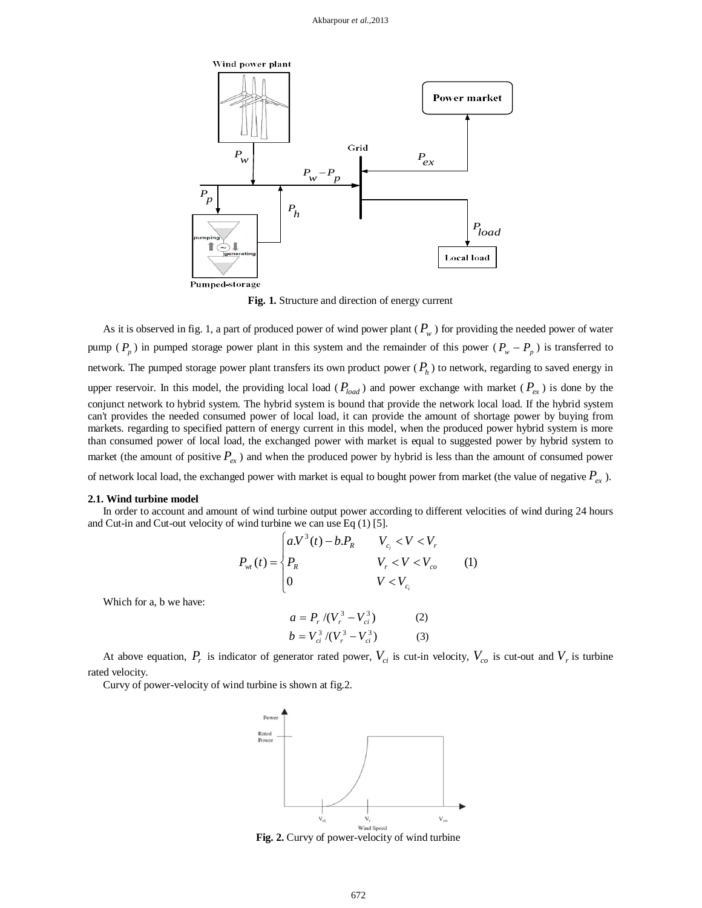**Fig. 1.** Structure and direction of energy current

As it is observed in fig. 1, a part of produced power of wind power plant ( $P_w$ ) for providing the needed power of water pump ( $P_p$ ) in pumped storage power plant in this system and the remainder of this power ( $P_w - P_p$ ) is transferred to network. The pumped storage power plant transfers its own product power ( $P_h$ ) to network, regarding to saved energy in upper reservoir. In this model, the providing local load ( $P_{load}$ ) and power exchange with market ( $P_{ex}$ ) is done by the conjunct network to hybrid system. The hybrid system is bound that provide the network local load. If the hybrid system can't provides the needed consumed power of local load, it can provide the amount of shortage power by buying from markets. regarding to specified pattern of energy current in this model, when the produced power hybrid system is more than consumed power of local load, the exchanged power with market is equal to suggested power by hybrid system to market (the amount of positive $P_{ex}$ ) and when the produced power by hybrid is less than the amount of consumed power of network local load, the exchanged power with market is equal to bought power from market (the value of negative $P_{ex}$ ).

### 2.1. Wind turbine model

In order to account and amount of wind turbine output power according to different velocities of wind during 24 hours and Cut-in and Cut-out velocity of wind turbine we can use Eq (1) [5].

$$P_{wt}(t) = \begin{cases} a.V^3(t) - b.P_R & V_{c_i} < V < V_r \\ P_R & V_r < V < V_{co} \\ 0 & V < V_{c_i} \end{cases} \qquad (1)$$

Which for a, b we have:

$$a = P_r / (V_r^3 - V_{ci}^3) \qquad (2)$$

$$b = V_{ci}^3 / (V_r^3 - V_{ci}^3) \qquad (3)$$

At above equation, $P_r$ is indicator of generator rated power, $V_{ci}$ is cut-in velocity, $V_{co}$ is cut-out and $V_r$ is turbine rated velocity.

Curvy of power-velocity of wind turbine is shown at fig.2.

**Fig. 2.** Curvy of power-velocity of wind turbine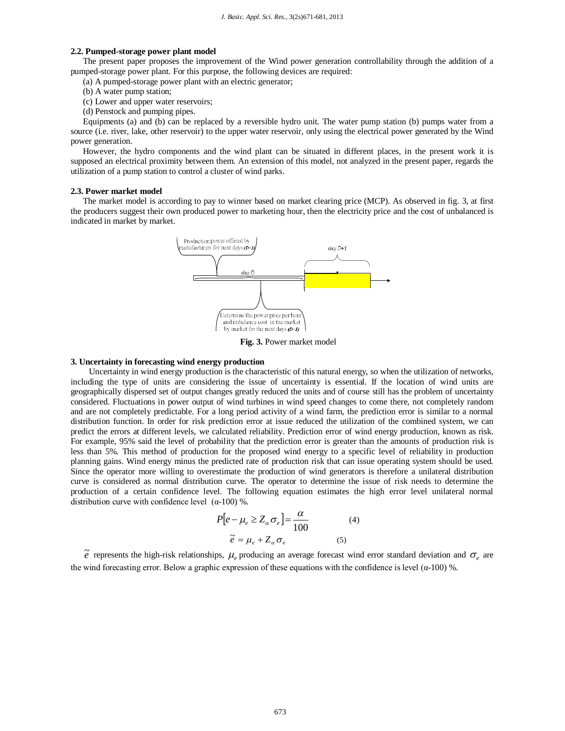### 2.2. Pumped-storage power plant model

The present paper proposes the improvement of the Wind power generation controllability through the addition of a pumped-storage power plant. For this purpose, the following devices are required:

(a) A pumped-storage power plant with an electric generator;

(b) A water pump station;

(c) Lower and upper water reservoirs;

(d) Penstock and pumping pipes.

Equipments (a) and (b) can be replaced by a reversible hydro unit. The water pump station (b) pumps water from a source (i.e. river, lake, other reservoir) to the upper water reservoir, only using the electrical power generated by the Wind power generation.

However, the hydro components and the wind plant can be situated in different places, in the present work it is supposed an electrical proximity between them. An extension of this model, not analyzed in the present paper, regards the utilization of a pump station to control a cluster of wind parks.

### 2.3. Power market model

The market model is according to pay to winner based on market clearing price (MCP). As observed in fig. 3, at first the producers suggest their own produced power to marketing hour, then the electricity price and the cost of unbalanced is indicated in market by market.

Production power offered by manufacturers for next days (D+1)

day D

day D+1

Determine the power price per hour and imbalance cost in the market by market for the next days (D+1)

**Fig. 3.** Power market model

### 3. Uncertainty in forecasting wind energy production

Uncertainty in wind energy production is the characteristic of this natural energy, so when the utilization of networks, including the type of units are considering the issue of uncertainty is essential. If the location of wind units are geographically dispersed set of output changes greatly reduced the units and of course still has the problem of uncertainty considered. Fluctuations in power output of wind turbines in wind speed changes to come there, not completely random and are not completely predictable. For a long period activity of a wind farm, the prediction error is similar to a normal distribution function. In order for risk prediction error at issue reduced the utilization of the combined system, we can predict the errors at different levels, we calculated reliability. Prediction error of wind energy production, known as risk. For example, 95% said the level of probability that the prediction error is greater than the amounts of production risk is less than 5%. This method of production for the proposed wind energy to a specific level of reliability in production planning gains. Wind energy minus the predicted rate of production risk that can issue operating system should be used. Since the operator more willing to overestimate the production of wind generators is therefore a unilateral distribution curve is considered as normal distribution curve. The operator to determine the issue of risk needs to determine the production of a certain confidence level. The following equation estimates the high error level unilateral normal distribution curve with confidence level (α-100) %.

$$P[e - \mu_e \geq Z_\alpha \sigma_e] = \frac{\alpha}{100} \qquad (4)$$

$$\tilde{e} = \mu_e + Z_\alpha \sigma_e \qquad (5)$$

$\tilde{e}$ represents the high-risk relationships, $\mu_e$ producing an average forecast wind error standard deviation and $\sigma_e$ are the wind forecasting error. Below a graphic expression of these equations with the confidence is level (α-100) %.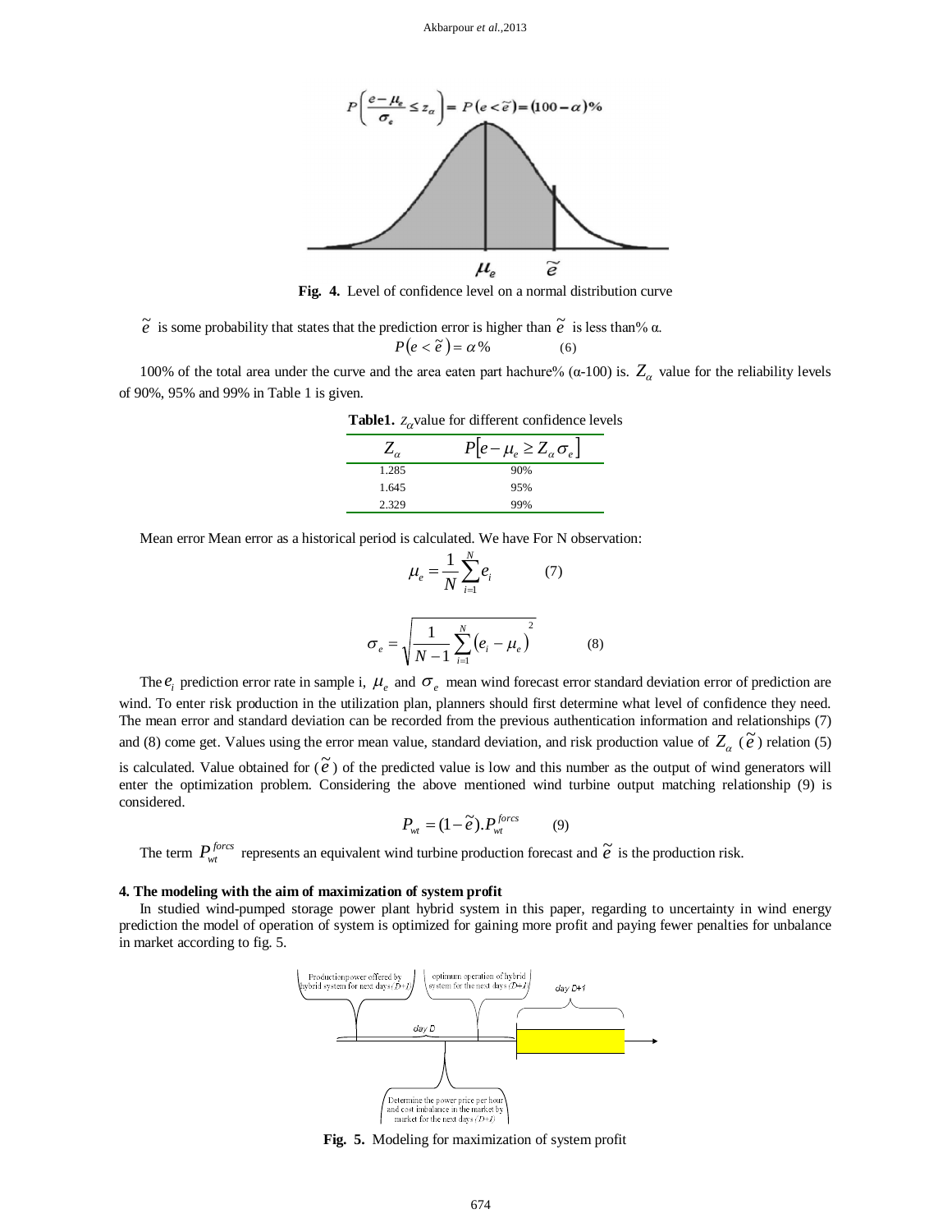$P\left(\frac{e-\mu_e}{\sigma_e} \le z_\alpha\right) = P(e < \tilde{e}) = (100-\alpha)\%$

**Fig. 4.** Level of confidence level on a normal distribution curve

$\tilde{e}$ is some probability that states that the prediction error is higher than $\tilde{e}$ is less than% α.

$$P(e < \tilde{e}) = \alpha\% \qquad (6)$$

100% of the total area under the curve and the area eaten part hachure% (α-100) is. $Z_\alpha$ value for the reliability levels of 90%, 95% and 99% in Table 1 is given.

**Table1.** $Z_\alpha$ value for different confidence levels

| $Z_\alpha$ | $P[e-\mu_e \ge Z_\alpha \sigma_e]$ |
|---|---|
| 1.285 | 90% |
| 1.645 | 95% |
| 2.329 | 99% |

Mean error Mean error as a historical period is calculated. We have For N observation:

$$\mu_e = \frac{1}{N}\sum_{i=1}^{N} e_i \qquad (7)$$

$$\sigma_e = \sqrt{\frac{1}{N-1}\sum_{i=1}^{N}\left(e_i - \mu_e\right)^2} \qquad (8)$$

The $e_i$ prediction error rate in sample i, $\mu_e$ and $\sigma_e$ mean wind forecast error standard deviation error of prediction are wind. To enter risk production in the utilization plan, planners should first determine what level of confidence they need. The mean error and standard deviation can be recorded from the previous authentication information and relationships (7) and (8) come get. Values using the error mean value, standard deviation, and risk production value of $Z_\alpha$ ($\tilde{e}$) relation (5) is calculated. Value obtained for ($\tilde{e}$) of the predicted value is low and this number as the output of wind generators will enter the optimization problem. Considering the above mentioned wind turbine output matching relationship (9) is considered.

$$P_{wt} = (1-\tilde{e}).P_{wt}^{forcs} \qquad (9)$$

The term $P_{wt}^{forcs}$ represents an equivalent wind turbine production forecast and $\tilde{e}$ is the production risk.

### 4. The modeling with the aim of maximization of system profit

In studied wind-pumped storage power plant hybrid system in this paper, regarding to uncertainty in wind energy prediction the model of operation of system is optimized for gaining more profit and paying fewer penalties for unbalance in market according to fig. 5.

Productionpower offered by hybrid system for next days (D+1) | optimum operation of hybrid system for the next days (D+1) | day D+1 | day D | Determine the power price per hour and cost imbalance in the market by market for the next days (D+1)

**Fig. 5.** Modeling for maximization of system profit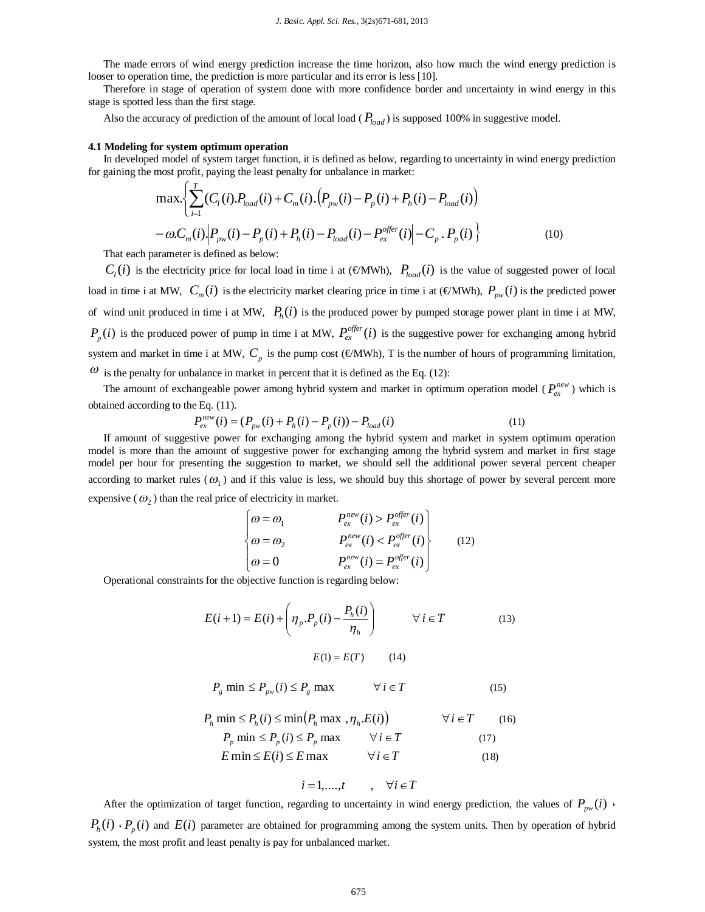The made errors of wind energy prediction increase the time horizon, also how much the wind energy prediction is looser to operation time, the prediction is more particular and its error is less [10].

Therefore in stage of operation of system done with more confidence border and uncertainty in wind energy in this stage is spotted less than the first stage.

Also the accuracy of prediction of the amount of local load ($P_{load}$) is supposed 100% in suggestive model.

**4.1 Modeling for system optimum operation**

In developed model of system target function, it is defined as below, regarding to uncertainty in wind energy prediction for gaining the most profit, paying the least penalty for unbalance in market:

$$\max.\left\{\sum_{i=1}^{T}(C_l(i).P_{load}(i)+C_m(i).\left(P_{pw}(i)-P_p(i)+P_h(i)-P_{load}(i)\right)\right.$$
$$\left.-\omega.C_m(i).\left|P_{pw}(i)-P_p(i)+P_h(i)-P_{load}(i)-P_{ex}^{offer}(i)\right|-C_p\,.\,P_p(i)\right\} \qquad (10)$$

That each parameter is defined as below:

$C_l(i)$ is the electricity price for local load in time i at (€/MWh), $P_{load}(i)$ is the value of suggested power of local load in time i at MW, $C_m(i)$ is the electricity market clearing price in time i at (€/MWh), $P_{pw}(i)$ is the predicted power of wind unit produced in time i at MW, $P_h(i)$ is the produced power by pumped storage power plant in time i at MW, $P_p(i)$ is the produced power of pump in time i at MW, $P_{ex}^{offer}(i)$ is the suggestive power for exchanging among hybrid system and market in time i at MW, $C_p$ is the pump cost (€/MWh), T is the number of hours of programming limitation, $\omega$ is the penalty for unbalance in market in percent that it is defined as the Eq. (12):

The amount of exchangeable power among hybrid system and market in optimum operation model ($P_{ex}^{new}$) which is obtained according to the Eq. (11).

$$P_{ex}^{new}(i)=(P_{pw}(i)+P_h(i)-P_p(i))-P_{load}(i) \qquad (11)$$

If amount of suggestive power for exchanging among the hybrid system and market in system optimum operation model is more than the amount of suggestive power for exchanging among the hybrid system and market in first stage model per hour for presenting the suggestion to market, we should sell the additional power several percent cheaper according to market rules ($\omega_1$) and if this value is less, we should buy this shortage of power by several percent more expensive ($\omega_2$) than the real price of electricity in market.

$$\begin{Bmatrix} \omega=\omega_1 & P_{ex}^{new}(i)>P_{ex}^{offer}(i) \\ \omega=\omega_2 & P_{ex}^{new}(i)<P_{ex}^{offer}(i) \\ \omega=0 & P_{ex}^{new}(i)=P_{ex}^{offer}(i) \end{Bmatrix} \qquad (12)$$

Operational constraints for the objective function is regarding below:

$$E(i+1)=E(i)+\left(\eta_p.P_p(i)-\frac{P_h(i)}{\eta_h}\right) \qquad \forall\, i\in T \qquad (13)$$

$$E(1)=E(T) \qquad (14)$$

$$P_g\min\le P_{pw}(i)\le P_g\max \qquad \forall\, i\in T \qquad (15)$$

$$P_h\min\le P_h(i)\le \min\left(P_h\max\,,\eta_h.E(i)\right) \qquad \forall\, i\in T \qquad (16)$$

$$P_p\min\le P_p(i)\le P_p\max \qquad \forall\, i\in T \qquad (17)$$

$$E\min\le E(i)\le E\max \qquad \forall\, i\in T \qquad (18)$$

$$i=1,....,t \qquad , \quad \forall i\in T$$

After the optimization of target function, regarding to uncertainty in wind energy prediction, the values of $P_{pw}(i)$ ، $P_h(i)$ ، $P_p(i)$ and $E(i)$ parameter are obtained for programming among the system units. Then by operation of hybrid system, the most profit and least penalty is pay for unbalanced market.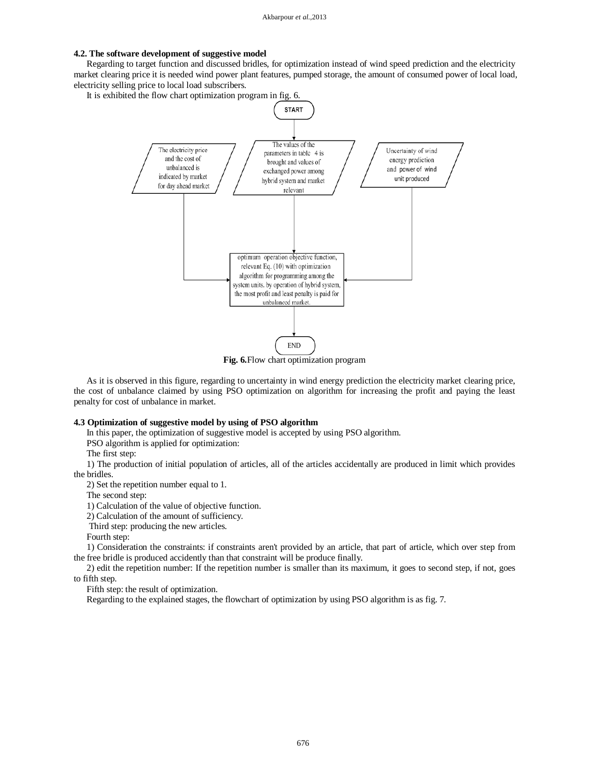### 4.2. The software development of suggestive model

Regarding to target function and discussed bridles, for optimization instead of wind speed prediction and the electricity market clearing price it is needed wind power plant features, pumped storage, the amount of consumed power of local load, electricity selling price to local load subscribers.

It is exhibited the flow chart optimization program in fig. 6.

START

The electricity price and the cost of unbalanced is indicated by market for day ahead market

The values of the parameters in table 4 is brought and values of exchanged power among hybrid system and market relevant

Uncertainty of wind energy prediction and power of wind unit produced

optimum operation objective function, relevant Eq. (10) with optimization algorithm for programming among the system units. by operation of hybrid system, the most profit and least penalty is paid for unbalanced market.

END

**Fig. 6.** Flow chart optimization program

As it is observed in this figure, regarding to uncertainty in wind energy prediction the electricity market clearing price, the cost of unbalance claimed by using PSO optimization on algorithm for increasing the profit and paying the least penalty for cost of unbalance in market.

### 4.3 Optimization of suggestive model by using of PSO algorithm

In this paper, the optimization of suggestive model is accepted by using PSO algorithm.

PSO algorithm is applied for optimization:

The first step:

1) The production of initial population of articles, all of the articles accidentally are produced in limit which provides the bridles.

2) Set the repetition number equal to 1.

The second step:

1) Calculation of the value of objective function.

2) Calculation of the amount of sufficiency.

Third step: producing the new articles.

Fourth step:

1) Consideration the constraints: if constraints aren't provided by an article, that part of article, which over step from the free bridle is produced accidently than that constraint will be produce finally.

2) edit the repetition number: If the repetition number is smaller than its maximum, it goes to second step, if not, goes to fifth step.

Fifth step: the result of optimization.

Regarding to the explained stages, the flowchart of optimization by using PSO algorithm is as fig. 7.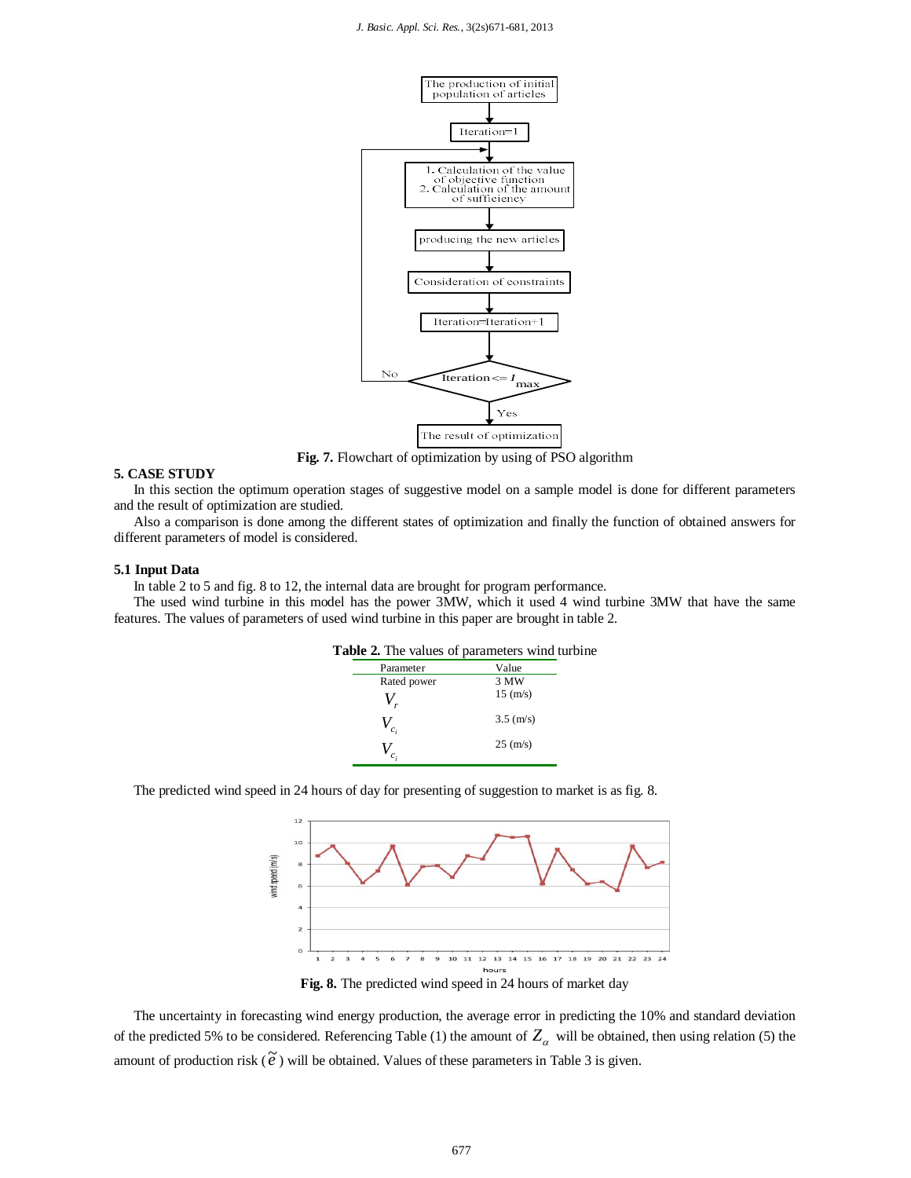Fig. 7. Flowchart of optimization by using of PSO algorithm

## 5. CASE STUDY

In this section the optimum operation stages of suggestive model on a sample model is done for different parameters and the result of optimization are studied.

Also a comparison is done among the different states of optimization and finally the function of obtained answers for different parameters of model is considered.

### 5.1 Input Data

In table 2 to 5 and fig. 8 to 12, the internal data are brought for program performance.

The used wind turbine in this model has the power 3MW, which it used 4 wind turbine 3MW that have the same features. The values of parameters of used wind turbine in this paper are brought in table 2.

**Table 2.** The values of parameters wind turbine

| Parameter | Value |
|---|---|
| Rated power | 3 MW |
| $V_r$ | 15 (m/s) |
| $V_{c_i}$ | 3.5 (m/s) |
| $V_{c_i}$ | 25 (m/s) |

The predicted wind speed in 24 hours of day for presenting of suggestion to market is as fig. 8.

**Fig. 8.** The predicted wind speed in 24 hours of market day

The uncertainty in forecasting wind energy production, the average error in predicting the 10% and standard deviation of the predicted 5% to be considered. Referencing Table (1) the amount of $Z_{\alpha}$ will be obtained, then using relation (5) the amount of production risk ($\tilde{e}$) will be obtained. Values of these parameters in Table 3 is given.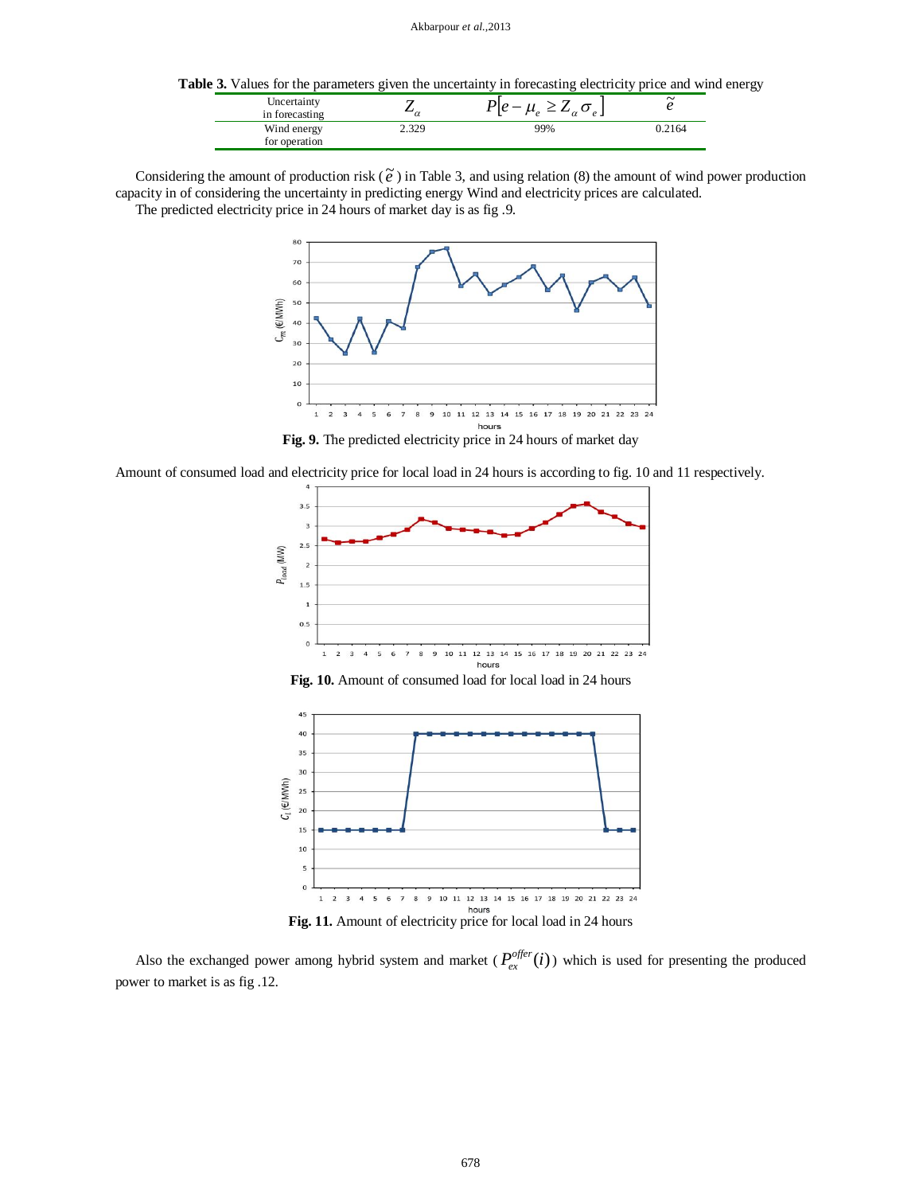**Table 3.** Values for the parameters given the uncertainty in forecasting electricity price and wind energy

| Uncertainty in forecasting | $Z_\alpha$ | $P[e - \mu_e \geq Z_\alpha \sigma_e]$ | $\tilde{e}$ |
|---|---|---|---|
| Wind energy for operation | 2.329 | 99% | 0.2164 |

Considering the amount of production risk ($\tilde{e}$) in Table 3, and using relation (8) the amount of wind power production capacity in of considering the uncertainty in predicting energy Wind and electricity prices are calculated.

The predicted electricity price in 24 hours of market day is as fig .9.

**Fig. 9.** The predicted electricity price in 24 hours of market day

Amount of consumed load and electricity price for local load in 24 hours is according to fig. 10 and 11 respectively.

**Fig. 10.** Amount of consumed load for local load in 24 hours

**Fig. 11.** Amount of electricity price for local load in 24 hours

Also the exchanged power among hybrid system and market ($P_{ex}^{offer}(i)$) which is used for presenting the produced power to market is as fig .12.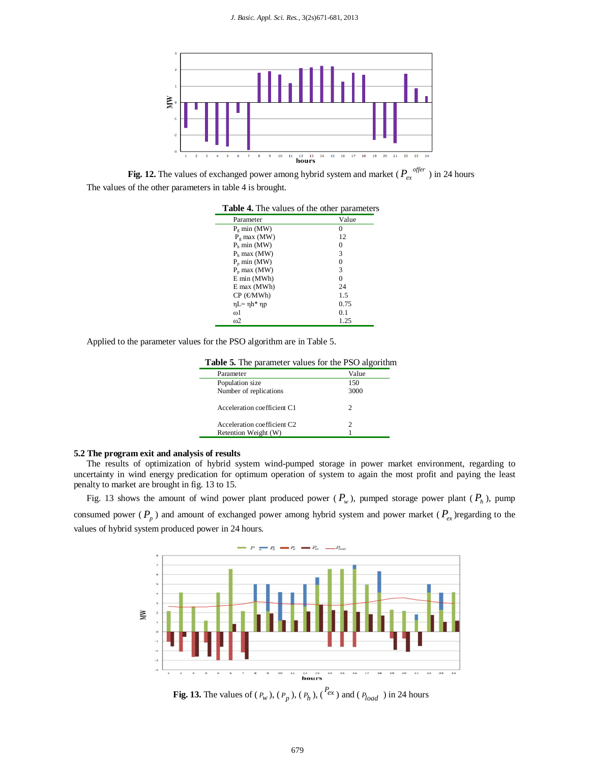Fig. 12. The values of exchanged power among hybrid system and market ($P_{ex}^{offer}$) in 24 hours

The values of the other parameters in table 4 is brought.

**Table 4.** The values of the other parameters

| Parameter | Value |
|---|---|
| $P_g$ min (MW) | 0 |
| $P_g$ max (MW) | 12 |
| $P_h$ min (MW) | 0 |
| $P_h$ max (MW) | 3 |
| $P_p$ min (MW) | 0 |
| $P_p$ max (MW) | 3 |
| E min (MWh) | 0 |
| E max (MWh) | 24 |
| CP (€/MWh) | 1.5 |
| $\eta L = \eta h^* \eta p$ | 0.75 |
| ω1 | 0.1 |
| ω2 | 1.25 |

Applied to the parameter values for the PSO algorithm are in Table 5.

**Table 5.** The parameter values for the PSO algorithm

| Parameter | Value |
|---|---|
| Population size | 150 |
| Number of replications | 3000 |
| Acceleration coefficient C1 | 2 |
| Acceleration coefficient C2 | 2 |
| Retention Weight (W) | 1 |

### 5.2 The program exit and analysis of results

The results of optimization of hybrid system wind-pumped storage in power market environment, regarding to uncertainty in wind energy predication for optimum operation of system to again the most profit and paying the least penalty to market are brought in fig. 13 to 15.

Fig. 13 shows the amount of wind power plant produced power ($P_w$), pumped storage power plant ($P_h$), pump consumed power ($P_p$) and amount of exchanged power among hybrid system and power market ($P_{ex}$)regarding to the values of hybrid system produced power in 24 hours.

Fig. 13. The values of ($P_w$), ($P_p$), ($P_h$), ($P_{ex}$) and ($P_{load}$) in 24 hours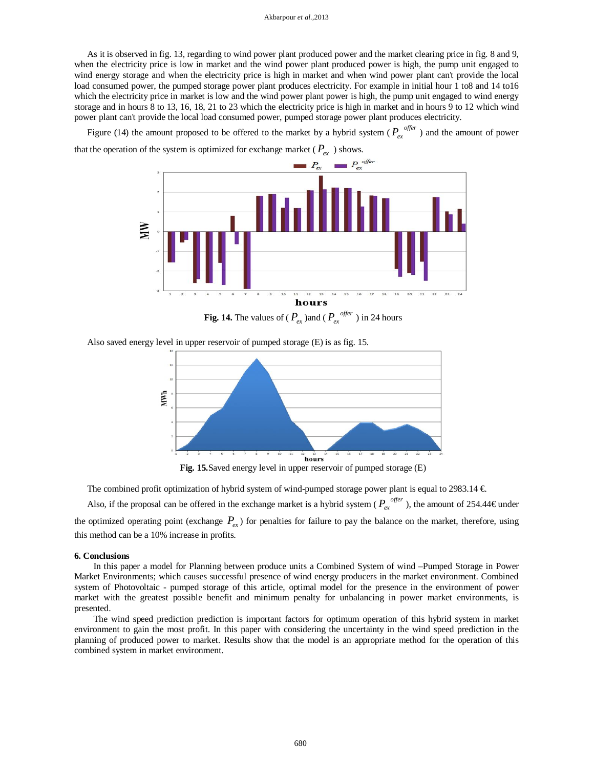As it is observed in fig. 13, regarding to wind power plant produced power and the market clearing price in fig. 8 and 9, when the electricity price is low in market and the wind power plant produced power is high, the pump unit engaged to wind energy storage and when the electricity price is high in market and when wind power plant can't provide the local load consumed power, the pumped storage power plant produces electricity. For example in initial hour 1 to8 and 14 to16 which the electricity price in market is low and the wind power plant power is high, the pump unit engaged to wind energy storage and in hours 8 to 13, 16, 18, 21 to 23 which the electricity price is high in market and in hours 9 to 12 which wind power plant can't provide the local load consumed power, pumped storage power plant produces electricity.

Figure (14) the amount proposed to be offered to the market by a hybrid system ( $P_{ex}^{offer}$ ) and the amount of power that the operation of the system is optimized for exchange market ( $P_{ex}$ ) shows.

**Fig. 14.** The values of ( $P_{ex}$ )and ( $P_{ex}^{offer}$ ) in 24 hours

Also saved energy level in upper reservoir of pumped storage (E) is as fig. 15.

**Fig. 15.** Saved energy level in upper reservoir of pumped storage (E)

The combined profit optimization of hybrid system of wind-pumped storage power plant is equal to 2983.14 €.

Also, if the proposal can be offered in the exchange market is a hybrid system ( $P_{ex}^{offer}$ ), the amount of 254.44€ under the optimized operating point (exchange $P_{ex}$) for penalties for failure to pay the balance on the market, therefore, using this method can be a 10% increase in profits.

## 6. Conclusions

In this paper a model for Planning between produce units a Combined System of wind –Pumped Storage in Power Market Environments; which causes successful presence of wind energy producers in the market environment. Combined system of Photovoltaic - pumped storage of this article, optimal model for the presence in the environment of power market with the greatest possible benefit and minimum penalty for unbalancing in power market environments, is presented.

The wind speed prediction prediction is important factors for optimum operation of this hybrid system in market environment to gain the most profit. In this paper with considering the uncertainty in the wind speed prediction in the planning of produced power to market. Results show that the model is an appropriate method for the operation of this combined system in market environment.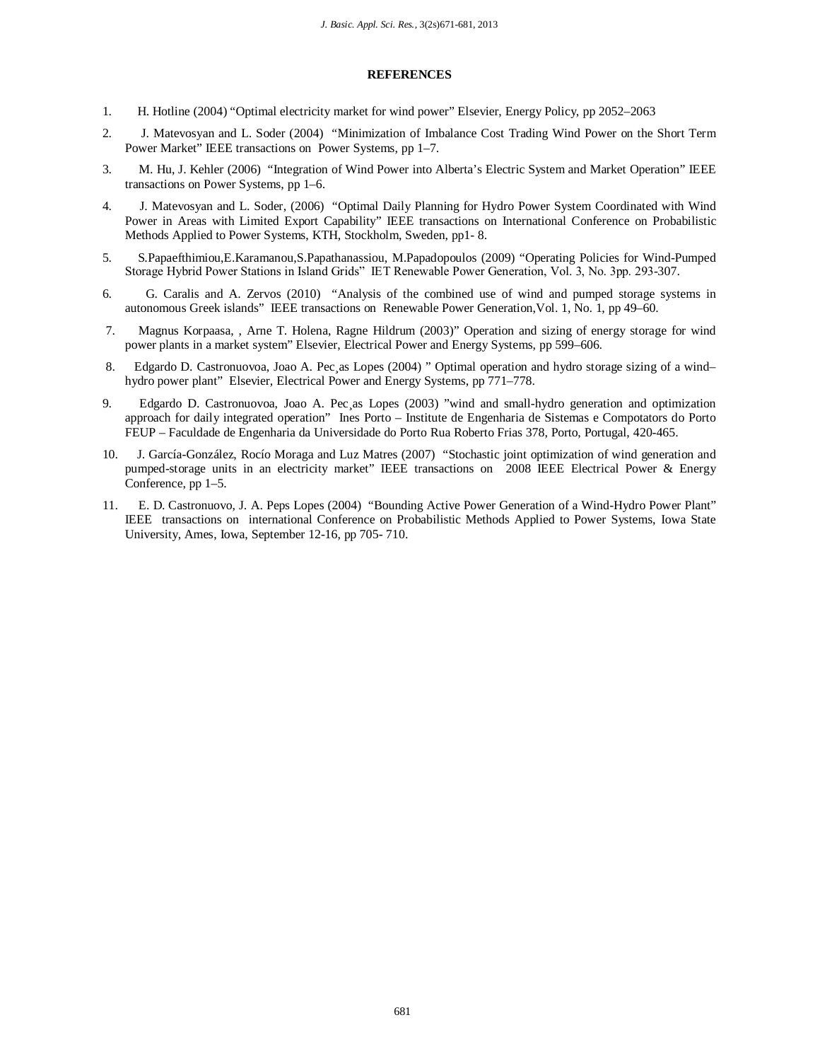**REFERENCES**

1. H. Hotline (2004) "Optimal electricity market for wind power" Elsevier, Energy Policy, pp 2052–2063
2. J. Matevosyan and L. Soder (2004) "Minimization of Imbalance Cost Trading Wind Power on the Short Term Power Market" IEEE transactions on Power Systems, pp 1–7.
3. M. Hu, J. Kehler (2006) "Integration of Wind Power into Alberta's Electric System and Market Operation" IEEE transactions on Power Systems, pp 1–6.
4. J. Matevosyan and L. Soder, (2006) "Optimal Daily Planning for Hydro Power System Coordinated with Wind Power in Areas with Limited Export Capability" IEEE transactions on International Conference on Probabilistic Methods Applied to Power Systems, KTH, Stockholm, Sweden, pp1- 8.
5. S.Papaefthimiou,E.Karamanou,S.Papathanassiou, M.Papadopoulos (2009) "Operating Policies for Wind-Pumped Storage Hybrid Power Stations in Island Grids" IET Renewable Power Generation, Vol. 3, No. 3pp. 293-307.
6. G. Caralis and A. Zervos (2010) "Analysis of the combined use of wind and pumped storage systems in autonomous Greek islands" IEEE transactions on Renewable Power Generation,Vol. 1, No. 1, pp 49–60.
7. Magnus Korpaasa, , Arne T. Holena, Ragne Hildrum (2003)" Operation and sizing of energy storage for wind power plants in a market system" Elsevier, Electrical Power and Energy Systems, pp 599–606.
8. Edgardo D. Castronuovoa, Joao A. Pec¸as Lopes (2004) " Optimal operation and hydro storage sizing of a wind–hydro power plant" Elsevier, Electrical Power and Energy Systems, pp 771–778.
9. Edgardo D. Castronuovoa, Joao A. Pec¸as Lopes (2003) "wind and small-hydro generation and optimization approach for daily integrated operation" Ines Porto – Institute de Engenharia de Sistemas e Compotators do Porto FEUP – Faculdade de Engenharia da Universidade do Porto Rua Roberto Frias 378, Porto, Portugal, 420-465.
10. J. García-González, Rocío Moraga and Luz Matres (2007) "Stochastic joint optimization of wind generation and pumped-storage units in an electricity market" IEEE transactions on 2008 IEEE Electrical Power & Energy Conference, pp 1–5.
11. E. D. Castronuovo, J. A. Peps Lopes (2004) "Bounding Active Power Generation of a Wind-Hydro Power Plant" IEEE transactions on international Conference on Probabilistic Methods Applied to Power Systems, Iowa State University, Ames, Iowa, September 12-16, pp 705- 710.